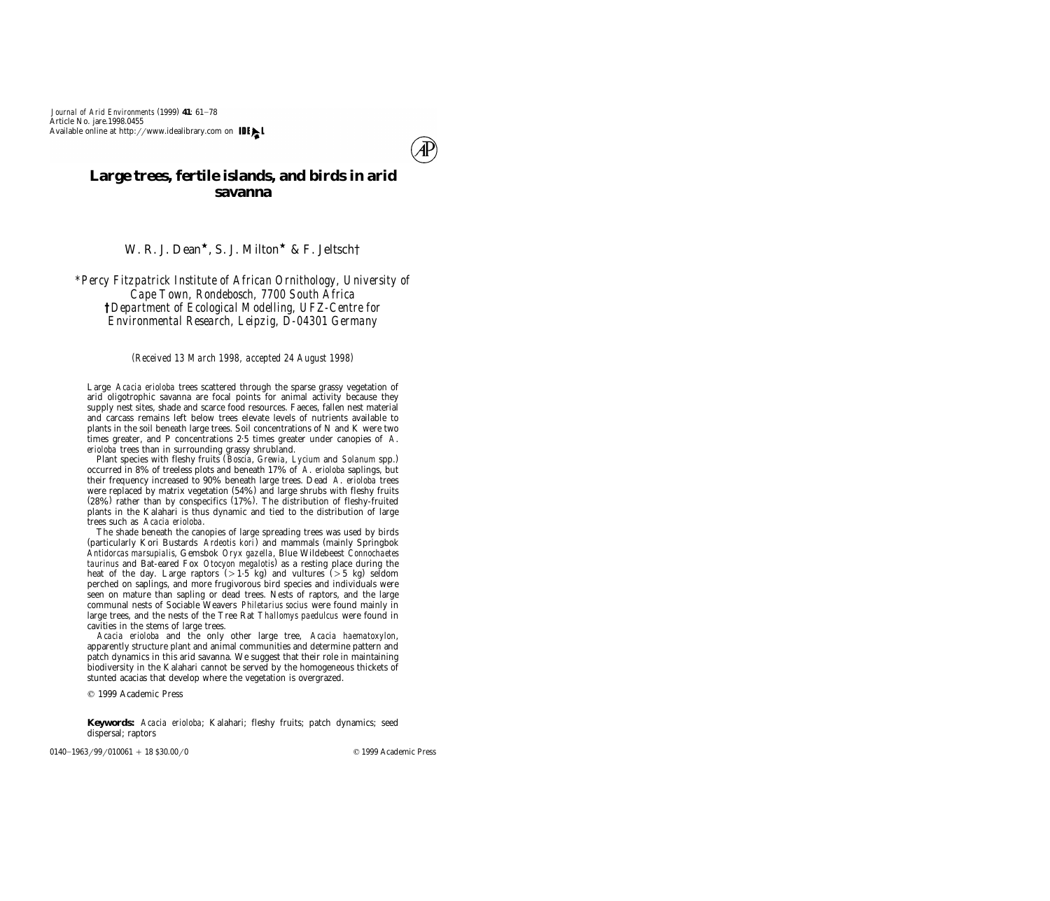# Large trees, fertile islands, and birds in arid savanna

W. R. J. Dean*, S. J. Milton* & F. Jeltsch†

*\*Percy Fitzpatrick Institute of African Ornithology, University of Cape Town, Rondebosch, 7700 South Africa*
*†Department of Ecological Modelling, UFZ-Centre for Environmental Research, Leipzig, D-04301 Germany*

*(Received 13 March 1998, accepted 24 August 1998)*

Large *Acacia erioloba* trees scattered through the sparse grassy vegetation of arid oligotrophic savanna are focal points for animal activity because they supply nest sites, shade and scarce food resources. Faeces, fallen nest material and carcass remains left below trees elevate levels of nutrients available to plants in the soil beneath large trees. Soil concentrations of N and K were two times greater, and P concentrations 2·5 times greater under canopies of *A. erioloba* trees than in surrounding grassy shrubland.

Plant species with fleshy fruits (*Boscia*, *Grewia*, *Lycium* and *Solanum* spp.) occurred in 8% of treeless plots and beneath 17% of *A. erioloba* saplings, but their frequency increased to 90% beneath large trees. Dead *A. erioloba* trees were replaced by matrix vegetation (54%) and large shrubs with fleshy fruits (28%) rather than by conspecifics (17%). The distribution of fleshy-fruited plants in the Kalahari is thus dynamic and tied to the distribution of large trees such as *Acacia erioloba*.

The shade beneath the canopies of large spreading trees was used by birds (particularly Kori Bustards *Ardeotis kori*) and mammals (mainly Springbok *Antidorcas marsupialis*, Gemsbok *Oryx gazella*, Blue Wildebeest *Connochaetes taurinus* and Bat-eared Fox *Otocyon megalotis*) as a resting place during the heat of the day. Large raptors (> 1·5 kg) and vultures (> 5 kg) seldom perched on saplings, and more frugivorous bird species and individuals were seen on mature than sapling or dead trees. Nests of raptors, and the large communal nests of Sociable Weavers *Philetarius socius* were found mainly in large trees, and the nests of the Tree Rat *Thallomys paedulcus* were found in cavities in the stems of large trees.

*Acacia erioloba* and the only other large tree, *Acacia haematoxylon*, apparently structure plant and animal communities and determine pattern and patch dynamics in this arid savanna. We suggest that their role in maintaining biodiversity in the Kalahari cannot be served by the homogeneous thickets of stunted acacias that develop where the vegetation is overgrazed.

© 1999 Academic Press

**Keywords:** *Acacia erioloba*; Kalahari; fleshy fruits; patch dynamics; seed dispersal; raptors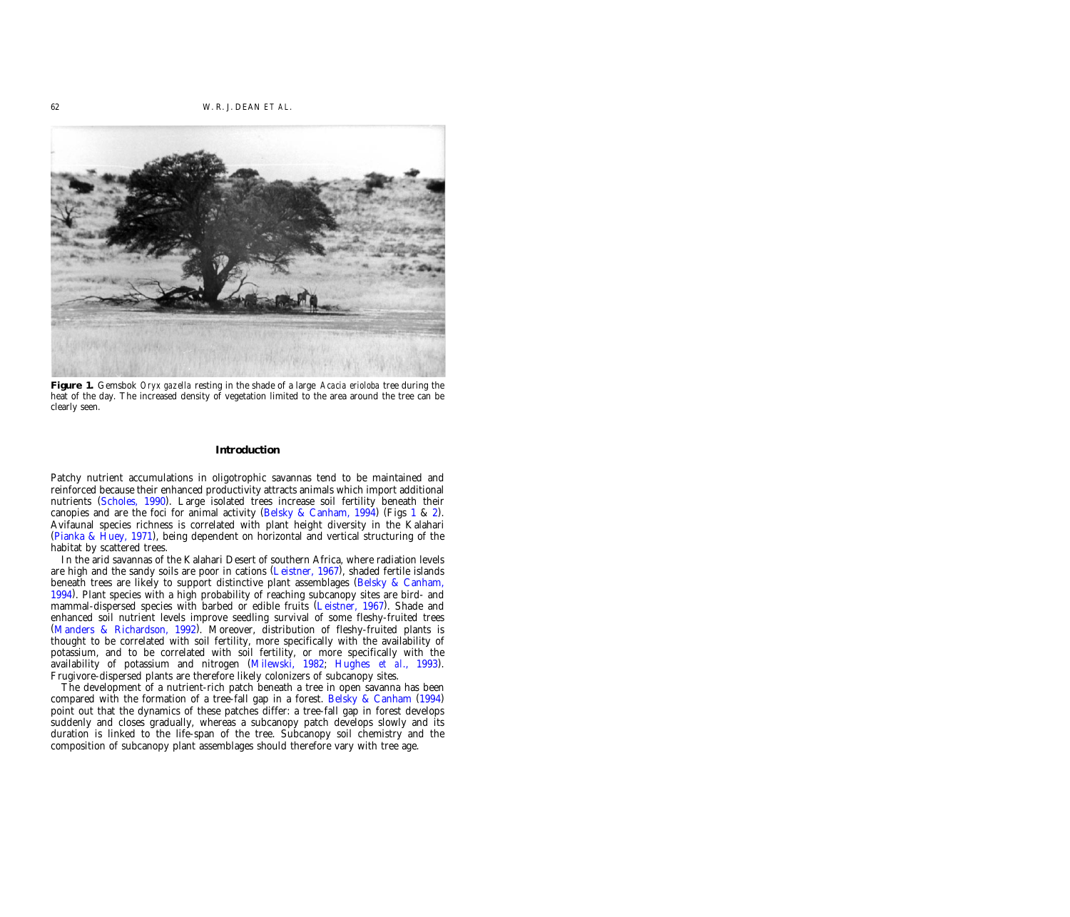**Figure 1.** Gemsbok *Oryx gazella* resting in the shade of a large *Acacia erioloba* tree during the heat of the day. The increased density of vegetation limited to the area around the tree can be clearly seen.

## Introduction

Patchy nutrient accumulations in oligotrophic savannas tend to be maintained and reinforced because their enhanced productivity attracts animals which import additional nutrients (Scholes, 1990). Large isolated trees increase soil fertility beneath their canopies and are the foci for animal activity (Belsky & Canham, 1994) (Figs 1 & 2). Avifaunal species richness is correlated with plant height diversity in the Kalahari (Pianka & Huey, 1971), being dependent on horizontal and vertical structuring of the habitat by scattered trees.

In the arid savannas of the Kalahari Desert of southern Africa, where radiation levels are high and the sandy soils are poor in cations (Leistner, 1967), shaded fertile islands beneath trees are likely to support distinctive plant assemblages (Belsky & Canham, 1994). Plant species with a high probability of reaching subcanopy sites are bird- and mammal-dispersed species with barbed or edible fruits (Leistner, 1967). Shade and enhanced soil nutrient levels improve seedling survival of some fleshy-fruited trees (Manders & Richardson, 1992). Moreover, distribution of fleshy-fruited plants is thought to be correlated with soil fertility, more specifically with the availability of potassium, and to be correlated with soil fertility, or more specifically with the availability of potassium and nitrogen (Milewski, 1982; Hughes *et al.*, 1993). Frugivore-dispersed plants are therefore likely colonizers of subcanopy sites.

The development of a nutrient-rich patch beneath a tree in open savanna has been compared with the formation of a tree-fall gap in a forest. Belsky & Canham (1994) point out that the dynamics of these patches differ: a tree-fall gap in forest develops suddenly and closes gradually, whereas a subcanopy patch develops slowly and its duration is linked to the life-span of the tree. Subcanopy soil chemistry and the composition of subcanopy plant assemblages should therefore vary with tree age.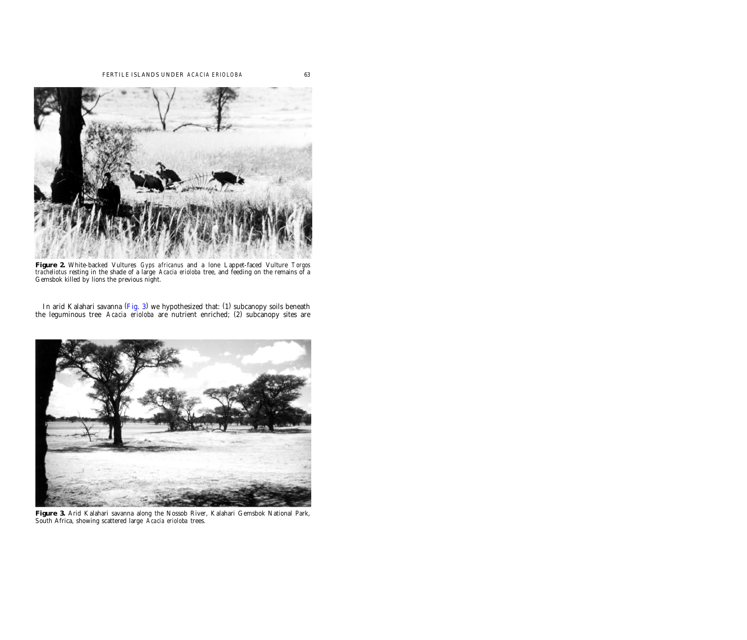**Figure 2.** White-backed Vultures *Gyps africanus* and a lone Lappet-faced Vulture *Torgos tracheliotus* resting in the shade of a large *Acacia erioloba* tree, and feeding on the remains of a Gemsbok killed by lions the previous night.

In arid Kalahari savanna (Fig. 3) we hypothesized that: (1) subcanopy soils beneath the leguminous tree *Acacia erioloba* are nutrient enriched; (2) subcanopy sites are

**Figure 3.** Arid Kalahari savanna along the Nossob River, Kalahari Gemsbok National Park, South Africa, showing scattered large *Acacia erioloba* trees.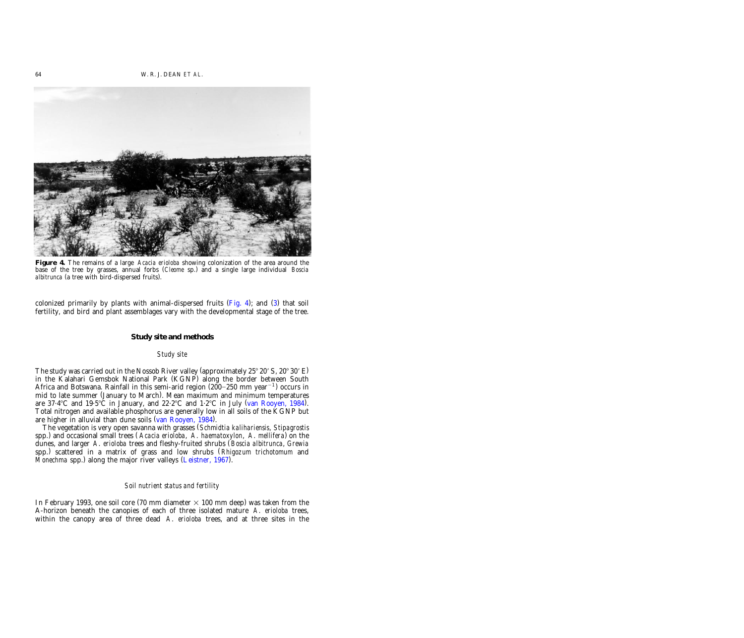**Figure 4.** The remains of a large *Acacia erioloba* showing colonization of the area around the base of the tree by grasses, annual forbs (*Cleome* sp.) and a single large individual *Boscia albitrunca* (a tree with bird-dispersed fruits).

colonized primarily by plants with animal-dispersed fruits (Fig. 4); and (3) that soil fertility, and bird and plant assemblages vary with the developmental stage of the tree.

## Study site and methods

### *Study site*

The study was carried out in the Nossob River valley (approximately 25° 20′ S, 20° 30′ E) in the Kalahari Gemsbok National Park (KGNP) along the border between South Africa and Botswana. Rainfall in this semi-arid region (200–250 mm year$^{-1}$) occurs in mid to late summer (January to March). Mean maximum and minimum temperatures are 37·4°C and 19·5°C in January, and 22·2°C and 1·2°C in July (van Rooyen, 1984). Total nitrogen and available phosphorus are generally low in all soils of the KGNP but are higher in alluvial than dune soils (van Rooyen, 1984).

The vegetation is very open savanna with grasses (*Schmidtia kalihariensis*, *Stipagrostis* spp.) and occasional small trees (*Acacia erioloba*, *A. haematoxylon*, *A. mellifera*) on the dunes, and larger *A. erioloba* trees and fleshy-fruited shrubs (*Boscia albitrunca*, *Grewia* spp.) scattered in a matrix of grass and low shrubs (*Rhigozum trichotomum* and *Monechma* spp.) along the major river valleys (Leistner, 1967).

### *Soil nutrient status and fertility*

In February 1993, one soil core (70 mm diameter × 100 mm deep) was taken from the A-horizon beneath the canopies of each of three isolated mature *A. erioloba* trees, within the canopy area of three dead *A. erioloba* trees, and at three sites in the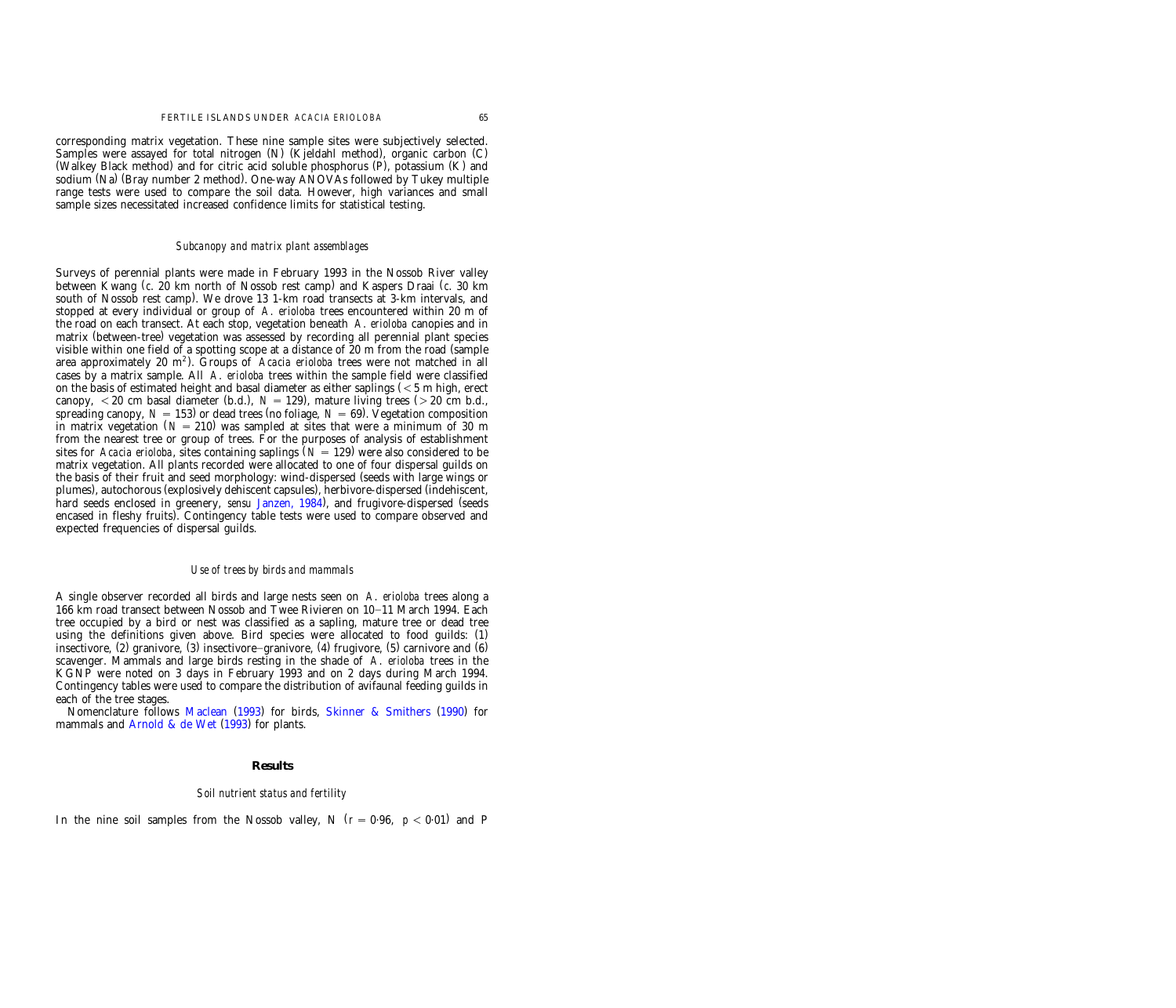corresponding matrix vegetation. These nine sample sites were subjectively selected. Samples were assayed for total nitrogen (N) (Kjeldahl method), organic carbon (C) (Walkey Black method) and for citric acid soluble phosphorus (P), potassium (K) and sodium (Na) (Bray number 2 method). One-way ANOVAs followed by Tukey multiple range tests were used to compare the soil data. However, high variances and small sample sizes necessitated increased confidence limits for statistical testing.

### *Subcanopy and matrix plant assemblages*

Surveys of perennial plants were made in February 1993 in the Nossob River valley between Kwang (*c.* 20 km north of Nossob rest camp) and Kaspers Draai (*c.* 30 km south of Nossob rest camp). We drove 13 1-km road transects at 3-km intervals, and stopped at every individual or group of *A. erioloba* trees encountered within 20 m of the road on each transect. At each stop, vegetation beneath *A. erioloba* canopies and in matrix (between-tree) vegetation was assessed by recording all perennial plant species visible within one field of a spotting scope at a distance of 20 m from the road (sample area approximately 20 $m^2$). Groups of *Acacia erioloba* trees were not matched in all cases by a matrix sample. All *A. erioloba* trees within the sample field were classified on the basis of estimated height and basal diameter as either saplings ($<5$ m high, erect canopy, $<20$ cm basal diameter (b.d.), $N = 129$), mature living trees ($>20$ cm b.d., spreading canopy, $N = 153$) or dead trees (no foliage, $N = 69$). Vegetation composition in matrix vegetation ($N = 210$) was sampled at sites that were a minimum of 30 m from the nearest tree or group of trees. For the purposes of analysis of establishment sites for *Acacia erioloba*, sites containing saplings ($N = 129$) were also considered to be matrix vegetation. All plants recorded were allocated to one of four dispersal guilds on the basis of their fruit and seed morphology: wind-dispersed (seeds with large wings or plumes), autochorous (explosively dehiscent capsules), herbivore-dispersed (indehiscent, hard seeds enclosed in greenery, *sensu* Janzen, 1984), and frugivore-dispersed (seeds encased in fleshy fruits). Contingency table tests were used to compare observed and expected frequencies of dispersal guilds.

### *Use of trees by birds and mammals*

A single observer recorded all birds and large nests seen on *A. erioloba* trees along a 166 km road transect between Nossob and Twee Rivieren on 10–11 March 1994. Each tree occupied by a bird or nest was classified as a sapling, mature tree or dead tree using the definitions given above. Bird species were allocated to food guilds: (1) insectivore, (2) granivore, (3) insectivore–granivore, (4) frugivore, (5) carnivore and (6) scavenger. Mammals and large birds resting in the shade of *A. erioloba* trees in the KGNP were noted on 3 days in February 1993 and on 2 days during March 1994. Contingency tables were used to compare the distribution of avifaunal feeding guilds in each of the tree stages.

Nomenclature follows Maclean (1993) for birds, Skinner & Smithers (1990) for mammals and Arnold & de Wet (1993) for plants.

## Results

### *Soil nutrient status and fertility*

In the nine soil samples from the Nossob valley, N ($r = 0{\cdot}96$, $p < 0{\cdot}01$) and P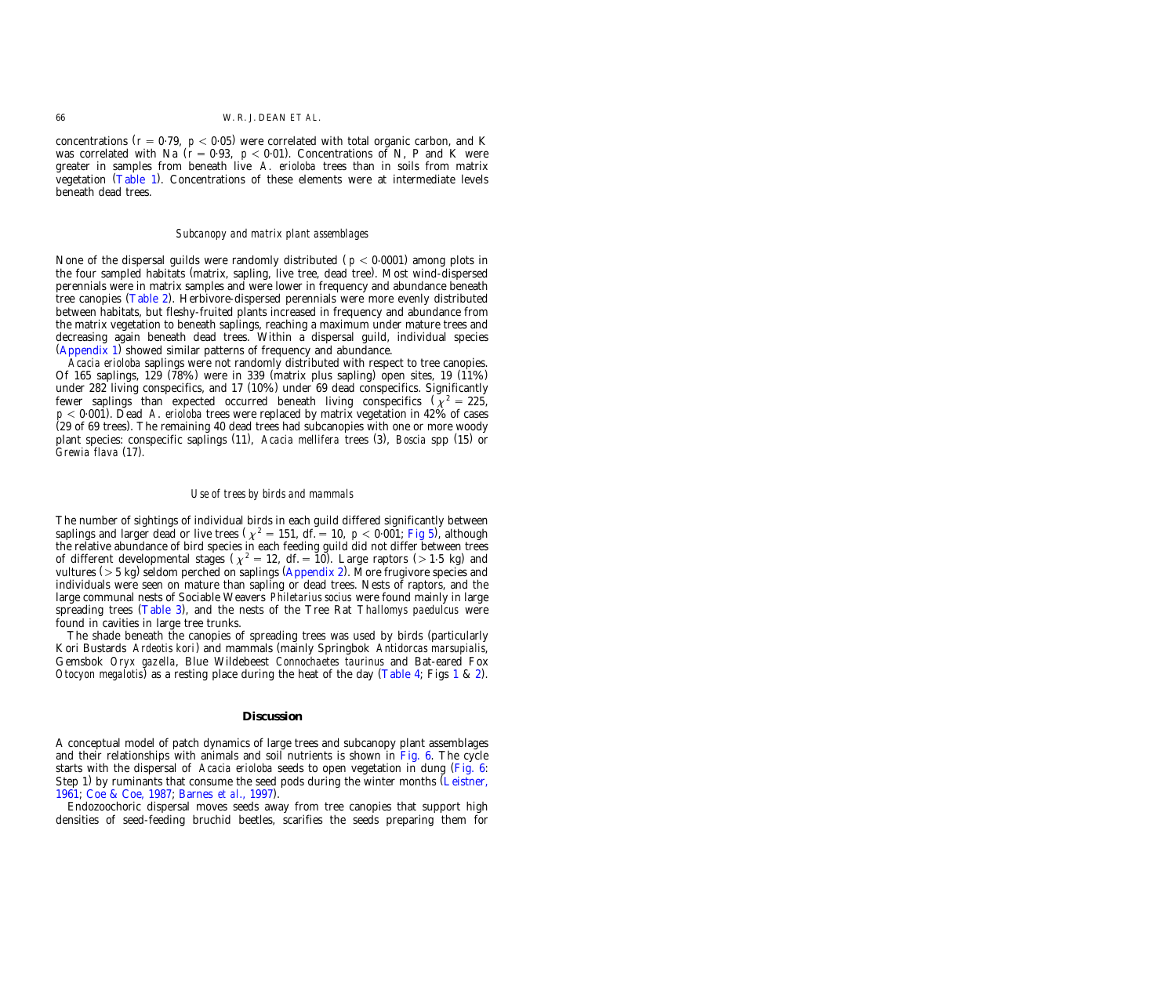concentrations ($r = 0{\cdot}79$, $p < 0{\cdot}05$) were correlated with total organic carbon, and K was correlated with Na ($r = 0{\cdot}93$, $p < 0{\cdot}01$). Concentrations of N, P and K were greater in samples from beneath live *A. erioloba* trees than in soils from matrix vegetation (Table 1). Concentrations of these elements were at intermediate levels beneath dead trees.

### *Subcanopy and matrix plant assemblages*

None of the dispersal guilds were randomly distributed ($p < 0{\cdot}0001$) among plots in the four sampled habitats (matrix, sapling, live tree, dead tree). Most wind-dispersed perennials were in matrix samples and were lower in frequency and abundance beneath tree canopies (Table 2). Herbivore-dispersed perennials were more evenly distributed between habitats, but fleshy-fruited plants increased in frequency and abundance from the matrix vegetation to beneath saplings, reaching a maximum under mature trees and decreasing again beneath dead trees. Within a dispersal guild, individual species (Appendix 1) showed similar patterns of frequency and abundance.

*Acacia erioloba* saplings were not randomly distributed with respect to tree canopies. Of 165 saplings, 129 (78%) were in 339 (matrix plus sapling) open sites, 19 (11%) under 282 living conspecifics, and 17 (10%) under 69 dead conspecifics. Significantly fewer saplings than expected occurred beneath living conspecifics ($\chi^2 = 225$, $p < 0{\cdot}001$). Dead *A. erioloba* trees were replaced by matrix vegetation in 42% of cases (29 of 69 trees). The remaining 40 dead trees had subcanopies with one or more woody plant species: conspecific saplings (11), *Acacia mellifera* trees (3), *Boscia* spp (15) or *Grewia flava* (17).

### *Use of trees by birds and mammals*

The number of sightings of individual birds in each guild differed significantly between saplings and larger dead or live trees ($\chi^2 = 151$, df. = 10, $p < 0{\cdot}001$; Fig 5), although the relative abundance of bird species in each feeding guild did not differ between trees of different developmental stages ($\chi^2 = 12$, df. = 10). Large raptors (> 1·5 kg) and vultures (> 5 kg) seldom perched on saplings (Appendix 2). More frugivore species and individuals were seen on mature than sapling or dead trees. Nests of raptors, and the large communal nests of Sociable Weavers *Philetarius socius* were found mainly in large spreading trees (Table 3), and the nests of the Tree Rat *Thallomys paedulcus* were found in cavities in large tree trunks.

The shade beneath the canopies of spreading trees was used by birds (particularly Kori Bustards *Ardeotis kori*) and mammals (mainly Springbok *Antidorcas marsupialis*, Gemsbok *Oryx gazella*, Blue Wildebeest *Connochaetes taurinus* and Bat-eared Fox *Otocyon megalotis*) as a resting place during the heat of the day (Table 4; Figs 1 & 2).

## Discussion

A conceptual model of patch dynamics of large trees and subcanopy plant assemblages and their relationships with animals and soil nutrients is shown in Fig. 6. The cycle starts with the dispersal of *Acacia erioloba* seeds to open vegetation in dung (Fig. 6: Step 1) by ruminants that consume the seed pods during the winter months (Leistner, 1961; Coe & Coe, 1987; Barnes *et al*., 1997).

Endozoochoric dispersal moves seeds away from tree canopies that support high densities of seed-feeding bruchid beetles, scarifies the seeds preparing them for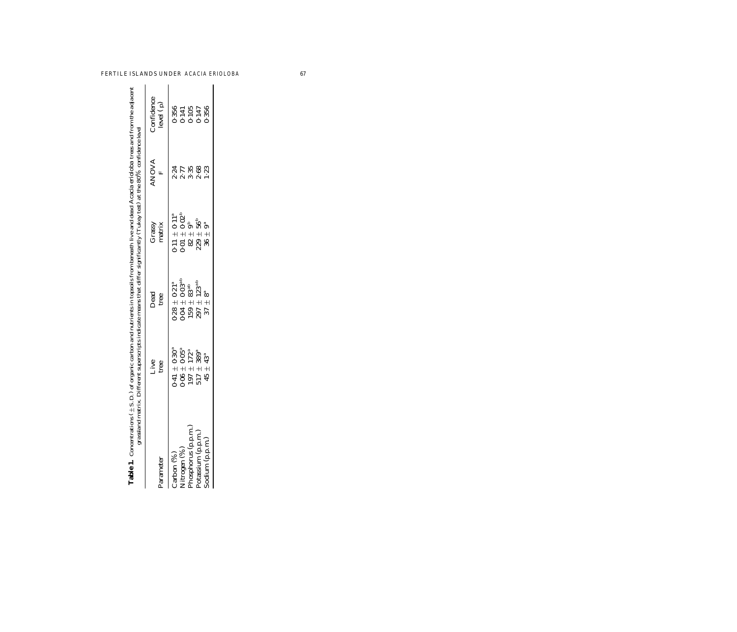**Table 1.** Concentrations (± S.D.) of organic carbon and nutrients in topsoils from beneath live and dead *Acacia erioloba* trees and from the adjacent grassland matrix. Different superscripts indicate means that differ significantly (Tukey test) at the 80% confidence level

| Parameter | Live tree | Dead tree | Grassy matrix | ANOVA F | Confidence level (p) |
|---|---|---|---|---|---|
| Carbon (%) | 0·41 ± 0·30[a] | 0·28 ± 0·21[a] | 0·11 ± 0·11[a] | 2·24 | 0·356 |
| Nitrogen (%) | 0·06 ± 0·05[a] | 0·04 ± 0·03[ab] | 0·01 ± 0·02[b] | 2·77 | 0·141 |
| Phosphorus (p.p.m.) | 197 ± 172[a] | 159 ± 83[ab] | 82 ± 9[b] | 3·35 | 0·105 |
| Potassium (p.p.m.) | 517 ± 389[a] | 297 ± 123[ab] | 229 ± 56[b] | 2·68 | 0·147 |
| Sodium (p.p.m.) | 45 ± 43[a] | 37 ± 8[a] | 36 ± 9[a] | 1·23 | 0·356 |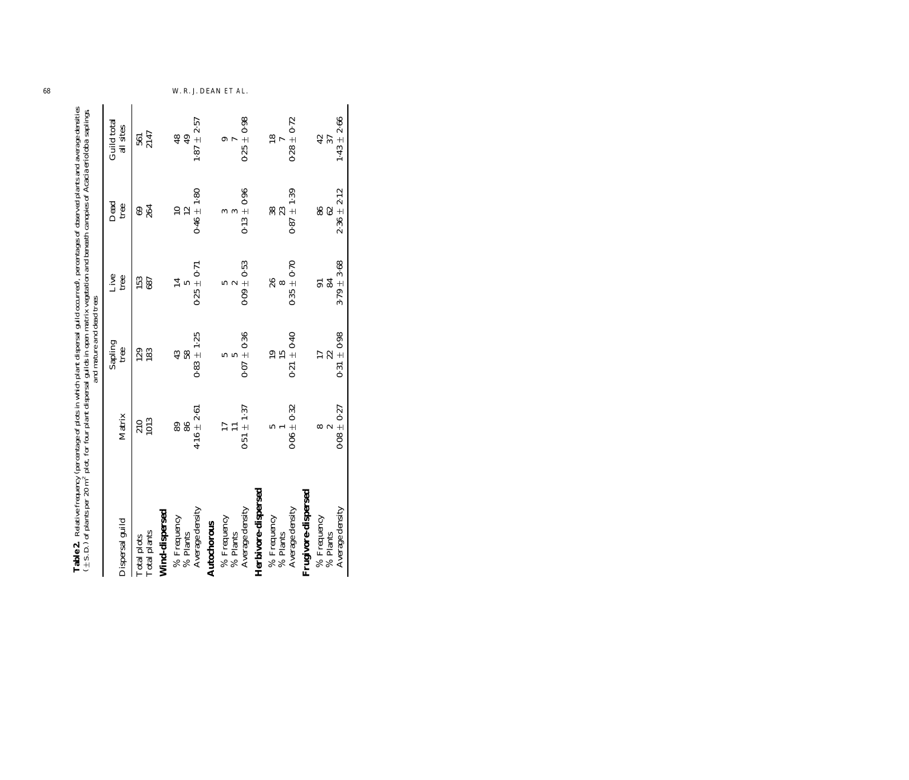**Table 2.** Relative frequency (percentage of plots in which plant dispersal guild occurred), percentages of observed plants and average densities (±S.D.) of plants per 20 m$^2$ plot, for four plant dispersal guilds in open matrix vegetation and beneath canopies of *Acacia erioloba* saplings and mature and dead trees

| Dispersal guild | Matrix | Sapling tree | Live tree | Dead tree | Guild total all sites |
|---|---|---|---|---|---|
| Total plots | 210 | 129 | 153 | 69 | 561 |
| Total plants | 1013 | 183 | 687 | 264 | 2147 |
| **Wind-dispersed** | | | | | |
| % Frequency | 89 | 43 | 14 | 10 | 48 |
| % Plants | 86 | 58 | 5 | 12 | 49 |
| Average density | 4·16 ± 2·61 | 0·83 ± 1·25 | 0·25 ± 0·71 | 0·46 ± 1·80 | 1·87 ± 2·57 |
| **Autochorous** | | | | | |
| % Frequency | 17 | 5 | 5 | 3 | 9 |
| % Plants | 11 | 5 | 2 | 3 | 7 |
| Average density | 0·51 ± 1·37 | 0·07 ± 0·36 | 0·09 ± 0·53 | 0·13 ± 0·96 | 0·25 ± 0·98 |
| **Herbivore-dispersed** | | | | | |
| % Frequency | 5 | 19 | 26 | 38 | 18 |
| % Plants | 1 | 15 | 8 | 23 | 7 |
| Average density | 0·06 ± 0·32 | 0·21 ± 0·40 | 0·35 ± 0·70 | 0·87 ± 1·39 | 0·28 ± 0·72 |
| **Frugivore-dispersed** | | | | | |
| % Frequency | 8 | 17 | 91 | 86 | 42 |
| % Plants | 2 | 22 | 84 | 62 | 37 |
| Average density | 0·08 ± 0·27 | 0·31 ± 0·98 | 3·79 ± 3·68 | 2·36 ± 2·12 | 1·43 ± 2·66 |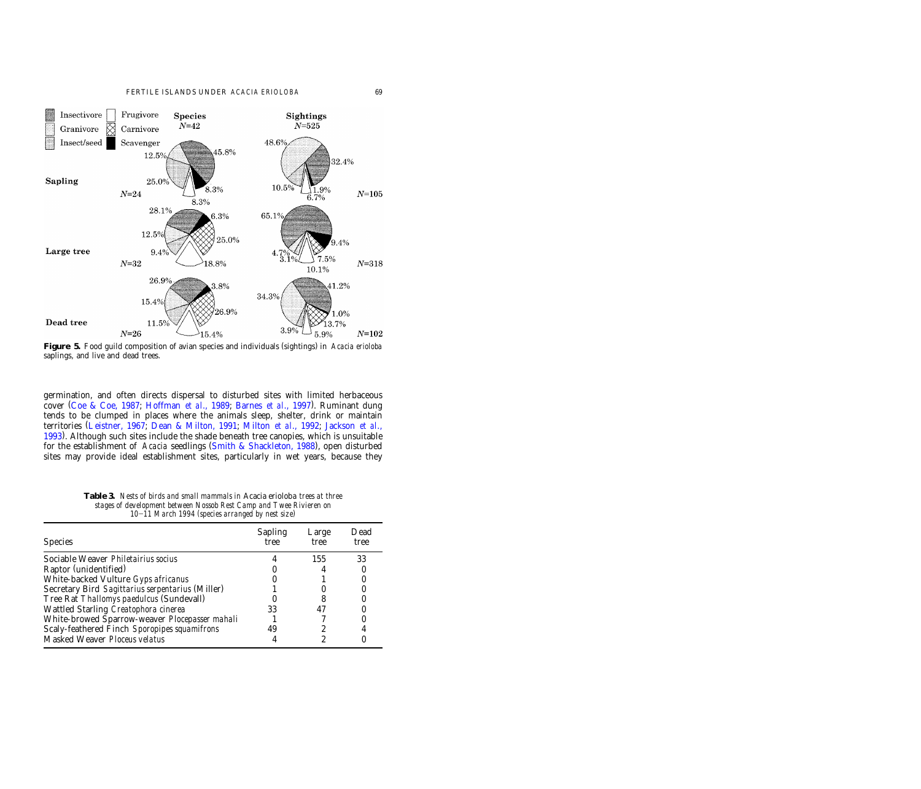**Figure 5.** Food guild composition of avian species and individuals (sightings) in *Acacia erioloba* saplings, and live and dead trees.

germination, and often directs dispersal to disturbed sites with limited herbaceous cover (Coe & Coe, 1987; Hoffman *et al*., 1989; Barnes *et al*., 1997). Ruminant dung tends to be clumped in places where the animals sleep, shelter, drink or maintain territories (Leistner, 1967; Dean & Milton, 1991; Milton *et al*., 1992; Jackson *et al*., 1993). Although such sites include the shade beneath tree canopies, which is unsuitable for the establishment of *Acacia* seedlings (Smith & Shackleton, 1988), open disturbed sites may provide ideal establishment sites, particularly in wet years, because they

**Table 3.** *Nests of birds and small mammals in* Acacia erioloba *trees at three stages of development between Nossob Rest Camp and Twee Rivieren on 10–11 March 1994 (species arranged by nest size)*

| Species | Sapling tree | Large tree | Dead tree |
|---|---|---|---|
| Sociable Weaver *Philetairius socius* | 4 | 155 | 33 |
| Raptor (unidentified) | 0 | 4 | 0 |
| White-backed Vulture *Gyps africanus* | 0 | 1 | 0 |
| Secretary Bird *Sagittarius serpentarius* (Miller) | 1 | 0 | 0 |
| Tree Rat *Thallomys paedulcus* (Sundevall) | 0 | 8 | 0 |
| Wattled Starling *Creatophora cinerea* | 33 | 47 | 0 |
| White-browed Sparrow-weaver *Plocepasser mahali* | 1 | 7 | 0 |
| Scaly-feathered Finch *Sporopipes squamifrons* | 49 | 2 | 4 |
| Masked Weaver *Ploceus velatus* | 4 | 2 | 0 |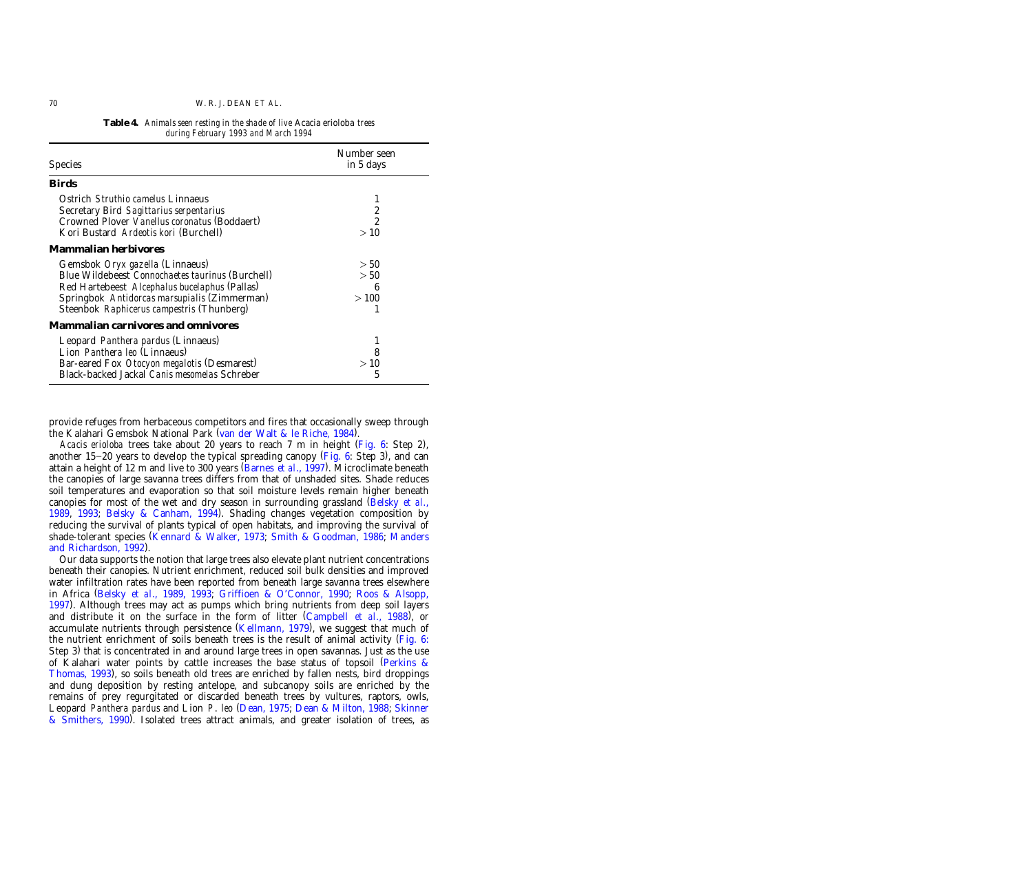**Table 4.** *Animals seen resting in the shade of live* Acacia erioloba *trees during February 1993 and March 1994*

| Species | Number seen in 5 days |
|---|---|
| **Birds** | |
| Ostrich *Struthio camelus* Linnaeus | 1 |
| Secretary Bird *Sagittarius serpentarius* | 2 |
| Crowned Plover *Vanellus coronatus* (Boddaert) | 2 |
| Kori Bustard *Ardeotis kori* (Burchell) | > 10 |
| **Mammalian herbivores** | |
| Gemsbok *Oryx gazella* (Linnaeus) | > 50 |
| Blue Wildebeest *Connochaetes taurinus* (Burchell) | > 50 |
| Red Hartebeest *Alcephalus bucelaphus* (Pallas) | 6 |
| Springbok *Antidorcas marsupialis* (Zimmerman) | > 100 |
| Steenbok *Raphicerus campestris* (Thunberg) | 1 |
| **Mammalian carnivores and omnivores** | |
| Leopard *Panthera pardus* (Linnaeus) | 1 |
| Lion *Panthera leo* (Linnaeus) | 8 |
| Bar-eared Fox *Otocyon megalotis* (Desmarest) | > 10 |
| Black-backed Jackal *Canis mesomelas* Schreber | 5 |

provide refuges from herbaceous competitors and fires that occasionally sweep through the Kalahari Gemsbok National Park (van der Walt & le Riche, 1984).

*Acacis erioloba* trees take about 20 years to reach 7 m in height (Fig. 6: Step 2), another 15–20 years to develop the typical spreading canopy (Fig. 6: Step 3), and can attain a height of 12 m and live to 300 years (Barnes *et al*., 1997). Microclimate beneath the canopies of large savanna trees differs from that of unshaded sites. Shade reduces soil temperatures and evaporation so that soil moisture levels remain higher beneath canopies for most of the wet and dry season in surrounding grassland (Belsky *et al*., 1989, 1993; Belsky & Canham, 1994). Shading changes vegetation composition by reducing the survival of plants typical of open habitats, and improving the survival of shade-tolerant species (Kennard & Walker, 1973; Smith & Goodman, 1986; Manders and Richardson, 1992).

Our data supports the notion that large trees also elevate plant nutrient concentrations beneath their canopies. Nutrient enrichment, reduced soil bulk densities and improved water infiltration rates have been reported from beneath large savanna trees elsewhere in Africa (Belsky *et al*., 1989, 1993; Griffioen & O'Connor, 1990; Roos & Alsopp, 1997). Although trees may act as pumps which bring nutrients from deep soil layers and distribute it on the surface in the form of litter (Campbell *et al*., 1988), or accumulate nutrients through persistence (Kellmann, 1979), we suggest that much of the nutrient enrichment of soils beneath trees is the result of animal activity (Fig. 6: Step 3) that is concentrated in and around large trees in open savannas. Just as the use of Kalahari water points by cattle increases the base status of topsoil (Perkins & Thomas, 1993), so soils beneath old trees are enriched by fallen nests, bird droppings and dung deposition by resting antelope, and subcanopy soils are enriched by the remains of prey regurgitated or discarded beneath trees by vultures, raptors, owls, Leopard *Panthera pardus* and Lion *P. leo* (Dean, 1975; Dean & Milton, 1988; Skinner & Smithers, 1990). Isolated trees attract animals, and greater isolation of trees, as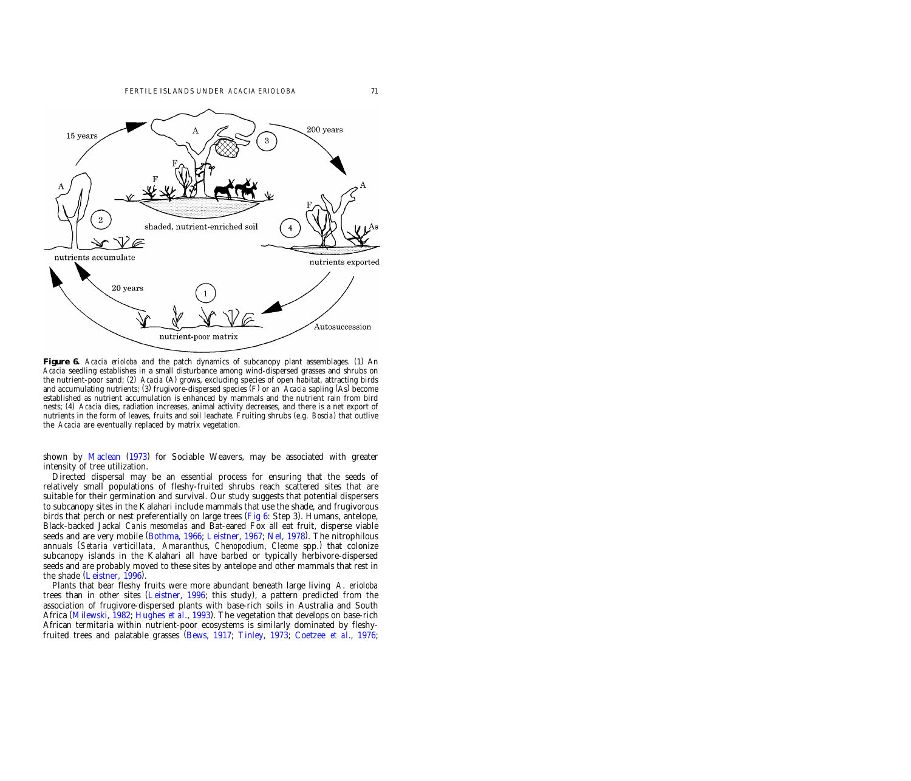**Figure 6.** *Acacia erioloba* and the patch dynamics of subcanopy plant assemblages. (1) An *Acacia* seedling establishes in a small disturbance among wind-dispersed grasses and shrubs on the nutrient-poor sand; (2) *Acacia* (A) grows, excluding species of open habitat, attracting birds and accumulating nutrients; (3) frugivore-dispersed species (F) or an *Acacia* sapling (As) become established as nutrient accumulation is enhanced by mammals and the nutrient rain from bird nests; (4) *Acacia* dies, radiation increases, animal activity decreases, and there is a net export of nutrients in the form of leaves, fruits and soil leachate. Fruiting shrubs (e.g. *Boscia*) that outlive the *Acacia* are eventually replaced by matrix vegetation.

shown by Maclean (1973) for Sociable Weavers, may be associated with greater intensity of tree utilization.

Directed dispersal may be an essential process for ensuring that the seeds of relatively small populations of fleshy-fruited shrubs reach scattered sites that are suitable for their germination and survival. Our study suggests that potential dispersers to subcanopy sites in the Kalahari include mammals that use the shade, and frugivorous birds that perch or nest preferentially on large trees (Fig 6: Step 3). Humans, antelope, Black-backed Jackal *Canis mesomelas* and Bat-eared Fox all eat fruit, disperse viable seeds and are very mobile (Bothma, 1966; Leistner, 1967; Nel, 1978). The nitrophilous annuals (*Setaria verticillata*, *Amaranthus*, *Chenopodium*, *Cleome* spp.) that colonize subcanopy islands in the Kalahari all have barbed or typically herbivore-dispersed seeds and are probably moved to these sites by antelope and other mammals that rest in the shade (Leistner, 1996).

Plants that bear fleshy fruits were more abundant beneath large living *A. erioloba* trees than in other sites (Leistner, 1996; this study), a pattern predicted from the association of frugivore-dispersed plants with base-rich soils in Australia and South Africa (Milewski, 1982; Hughes *et al*., 1993). The vegetation that develops on base-rich African termitaria within nutrient-poor ecosystems is similarly dominated by fleshy-fruited trees and palatable grasses (Bews, 1917; Tinley, 1973; Coetzee *et al*., 1976;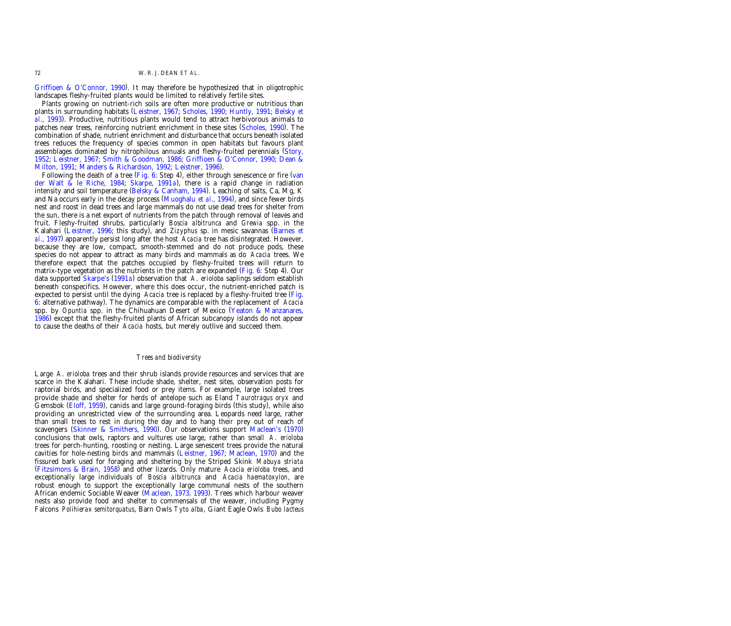Griffioen & O'Connor, 1990). It may therefore be hypothesized that in oligotrophic landscapes fleshy-fruited plants would be limited to relatively fertile sites.

Plants growing on nutrient-rich soils are often more productive or nutritious than plants in surrounding habitats (Leistner, 1967; Scholes, 1990; Huntly, 1991; Belsky *et al.*, 1993). Productive, nutritious plants would tend to attract herbivorous animals to patches near trees, reinforcing nutrient enrichment in these sites (Scholes, 1990). The combination of shade, nutrient enrichment and disturbance that occurs beneath isolated trees reduces the frequency of species common in open habitats but favours plant assemblages dominated by nitrophilous annuals and fleshy-fruited perennials (Story, 1952; Leistner, 1967; Smith & Goodman, 1986; Griffioen & O'Connor, 1990; Dean & Milton, 1991; Manders & Richardson, 1992; Leistner, 1996).

Following the death of a tree (Fig. 6: Step 4), either through senescence or fire (van der Walt & le Riche, 1984; Skarpe, 1991*a*), there is a rapid change in radiation intensity and soil temperature (Belsky & Canham, 1994). Leaching of salts, Ca, Mg, K and Na occurs early in the decay process (Muoghalu *et al.*, 1994), and since fewer birds nest and roost in dead trees and large mammals do not use dead trees for shelter from the sun, there is a net export of nutrients from the patch through removal of leaves and fruit. Fleshy-fruited shrubs, particularly *Boscia albitrunca* and *Grewia* spp. in the Kalahari (Leistner, 1996; this study), and *Zizyphus* sp. in mesic savannas (Barnes *et al.*, 1997) apparently persist long after the host *Acacia* tree has disintegrated. However, because they are low, compact, smooth-stemmed and do not produce pods, these species do not appear to attract as many birds and mammals as do *Acacia* trees. We therefore expect that the patches occupied by fleshy-fruited trees will return to matrix-type vegetation as the nutrients in the patch are expanded (Fig. 6: Step 4). Our data supported Skarpe's (1991*a*) observation that *A. erioloba* saplings seldom establish beneath conspecifics. However, where this does occur, the nutrient-enriched patch is expected to persist until the dying *Acacia* tree is replaced by a fleshy-fruited tree (Fig. 6: alternative pathway). The dynamics are comparable with the replacement of *Acacia* spp. by *Opuntia* spp. in the Chihuahuan Desert of Mexico (Yeaton & Manzanares, 1986) except that the fleshy-fruited plants of African subcanopy islands do not appear to cause the deaths of their *Acacia* hosts, but merely outlive and succeed them.

### *Trees and biodiversity*

Large *A. erioloba* trees and their shrub islands provide resources and services that are scarce in the Kalahari. These include shade, shelter, nest sites, observation posts for raptorial birds, and specialized food or prey items. For example, large isolated trees provide shade and shelter for herds of antelope such as Eland *Taurotragus oryx* and Gemsbok (Eloff, 1959), canids and large ground-foraging birds (this study), while also providing an unrestricted view of the surrounding area. Leopards need large, rather than small trees to rest in during the day and to hang their prey out of reach of scavengers (Skinner & Smithers, 1990). Our observations support Maclean's (1970) conclusions that owls, raptors and vultures use large, rather than small *A. erioloba* trees for perch-hunting, roosting or nesting. Large senescent trees provide the natural cavities for hole-nesting birds and mammals (Leistner, 1967; Maclean, 1970) and the fissured bark used for foraging and sheltering by the Striped Skink *Mabuya striata* (Fitzsimons & Brain, 1958) and other lizards. Only mature *Acacia erioloba* trees, and exceptionally large individuals of *Boscia albitrunca* and *Acacia haematoxylon*, are robust enough to support the exceptionally large communal nests of the southern African endemic Sociable Weaver (Maclean, 1973, 1993). Trees which harbour weaver nests also provide food and shelter to commensals of the weaver, including Pygmy Falcons *Polihierax semitorquatus*, Barn Owls *Tyto alba*, Giant Eagle Owls *Bubo lacteus*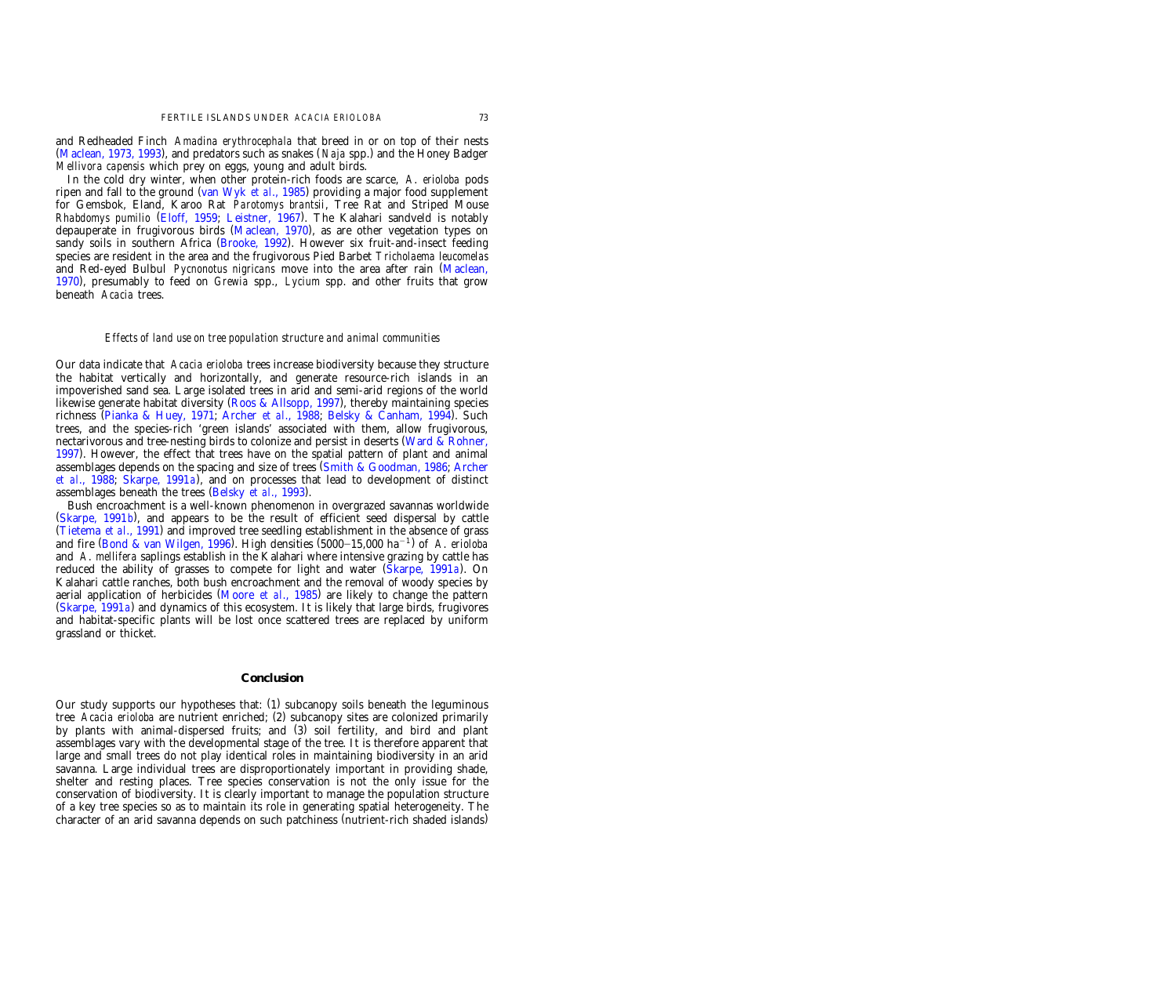and Redheaded Finch *Amadina erythrocephala* that breed in or on top of their nests (Maclean, 1973, 1993), and predators such as snakes (*Naja* spp.) and the Honey Badger *Mellivora capensis* which prey on eggs, young and adult birds.

In the cold dry winter, when other protein-rich foods are scarce, *A. erioloba* pods ripen and fall to the ground (van Wyk *et al*., 1985) providing a major food supplement for Gemsbok, Eland, Karoo Rat *Parotomys brantsii*, Tree Rat and Striped Mouse *Rhabdomys pumilio* (Eloff, 1959; Leistner, 1967). The Kalahari sandveld is notably depauperate in frugivorous birds (Maclean, 1970), as are other vegetation types on sandy soils in southern Africa (Brooke, 1992). However six fruit-and-insect feeding species are resident in the area and the frugivorous Pied Barbet *Tricholaema leucomelas* and Red-eyed Bulbul *Pycnonotus nigricans* move into the area after rain (Maclean, 1970), presumably to feed on *Grewia* spp., *Lycium* spp. and other fruits that grow beneath *Acacia* trees.

### *Effects of land use on tree population structure and animal communities*

Our data indicate that *Acacia erioloba* trees increase biodiversity because they structure the habitat vertically and horizontally, and generate resource-rich islands in an impoverished sand sea. Large isolated trees in arid and semi-arid regions of the world likewise generate habitat diversity (Roos & Allsopp, 1997), thereby maintaining species richness (Pianka & Huey, 1971; Archer *et al*., 1988; Belsky & Canham, 1994). Such trees, and the species-rich 'green islands' associated with them, allow frugivorous, nectarivorous and tree-nesting birds to colonize and persist in deserts (Ward & Rohner, 1997). However, the effect that trees have on the spatial pattern of plant and animal assemblages depends on the spacing and size of trees (Smith & Goodman, 1986; Archer *et al*., 1988; Skarpe, 1991*a*), and on processes that lead to development of distinct assemblages beneath the trees (Belsky *et al*., 1993).

Bush encroachment is a well-known phenomenon in overgrazed savannas worldwide (Skarpe, 1991*b*), and appears to be the result of efficient seed dispersal by cattle (Tietema *et al*., 1991) and improved tree seedling establishment in the absence of grass and fire (Bond & van Wilgen, 1996). High densities (5000–15,000 $\text{ha}^{-1}$) of *A. erioloba* and *A. mellifera* saplings establish in the Kalahari where intensive grazing by cattle has reduced the ability of grasses to compete for light and water (Skarpe, 1991*a*). On Kalahari cattle ranches, both bush encroachment and the removal of woody species by aerial application of herbicides (Moore *et al*., 1985) are likely to change the pattern (Skarpe, 1991*a*) and dynamics of this ecosystem. It is likely that large birds, frugivores and habitat-specific plants will be lost once scattered trees are replaced by uniform grassland or thicket.

## Conclusion

Our study supports our hypotheses that: (1) subcanopy soils beneath the leguminous tree *Acacia erioloba* are nutrient enriched; (2) subcanopy sites are colonized primarily by plants with animal-dispersed fruits; and (3) soil fertility, and bird and plant assemblages vary with the developmental stage of the tree. It is therefore apparent that large and small trees do not play identical roles in maintaining biodiversity in an arid savanna. Large individual trees are disproportionately important in providing shade, shelter and resting places. Tree species conservation is not the only issue for the conservation of biodiversity. It is clearly important to manage the population structure of a key tree species so as to maintain its role in generating spatial heterogeneity. The character of an arid savanna depends on such patchiness (nutrient-rich shaded islands)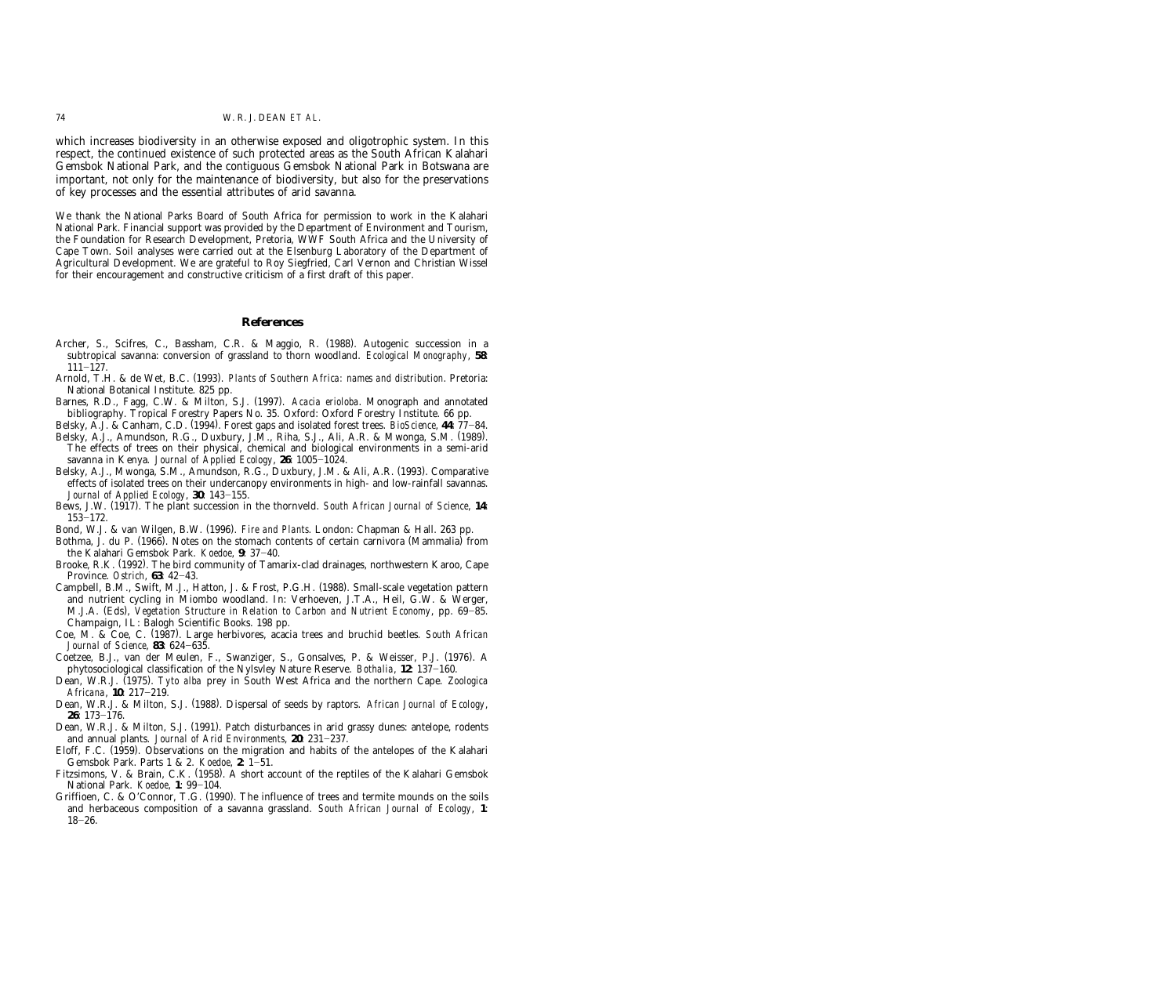which increases biodiversity in an otherwise exposed and oligotrophic system. In this respect, the continued existence of such protected areas as the South African Kalahari Gemsbok National Park, and the contiguous Gemsbok National Park in Botswana are important, not only for the maintenance of biodiversity, but also for the preservations of key processes and the essential attributes of arid savanna.

We thank the National Parks Board of South Africa for permission to work in the Kalahari National Park. Financial support was provided by the Department of Environment and Tourism, the Foundation for Research Development, Pretoria, WWF South Africa and the University of Cape Town. Soil analyses were carried out at the Elsenburg Laboratory of the Department of Agricultural Development. We are grateful to Roy Siegfried, Carl Vernon and Christian Wissel for their encouragement and constructive criticism of a first draft of this paper.

## References

Archer, S., Scifres, C., Bassham, C.R. & Maggio, R. (1988). Autogenic succession in a subtropical savanna: conversion of grassland to thorn woodland. *Ecological Monography*, **58**: 111–127.

Arnold, T.H. & de Wet, B.C. (1993). *Plants of Southern Africa: names and distribution*. Pretoria: National Botanical Institute. 825 pp.

Barnes, R.D., Fagg, C.W. & Milton, S.J. (1997). *Acacia erioloba*. Monograph and annotated bibliography. Tropical Forestry Papers No. 35. Oxford: Oxford Forestry Institute. 66 pp.

Belsky, A.J. & Canham, C.D. (1994). Forest gaps and isolated forest trees. *BioScience*, **44**: 77–84.

Belsky, A.J., Amundson, R.G., Duxbury, J.M., Riha, S.J., Ali, A.R. & Mwonga, S.M. (1989). The effects of trees on their physical, chemical and biological environments in a semi-arid savanna in Kenya. *Journal of Applied Ecology*, **26**: 1005–1024.

Belsky, A.J., Mwonga, S.M., Amundson, R.G., Duxbury, J.M. & Ali, A.R. (1993). Comparative effects of isolated trees on their undercanopy environments in high- and low-rainfall savannas. *Journal of Applied Ecology*, **30**: 143–155.

Bews, J.W. (1917). The plant succession in the thornveld. *South African Journal of Science*, **14**: 153–172.

Bond, W.J. & van Wilgen, B.W. (1996). *Fire and Plants*. London: Chapman & Hall. 263 pp.

Bothma, J. du P. (1966). Notes on the stomach contents of certain carnivora (Mammalia) from the Kalahari Gemsbok Park. *Koedoe*, **9**: 37–40.

Brooke, R.K. (1992). The bird community of Tamarix-clad drainages, northwestern Karoo, Cape Province. *Ostrich*, **63**: 42–43.

Campbell, B.M., Swift, M.J., Hatton, J. & Frost, P.G.H. (1988). Small-scale vegetation pattern and nutrient cycling in Miombo woodland. In: Verhoeven, J.T.A., Heil, G.W. & Werger, M.J.A. (Eds), *Vegetation Structure in Relation to Carbon and Nutrient Economy*, pp. 69–85. Champaign, IL: Balogh Scientific Books. 198 pp.

Coe, M. & Coe, C. (1987). Large herbivores, acacia trees and bruchid beetles. *South African Journal of Science*, **83**: 624–635.

Coetzee, B.J., van der Meulen, F., Swanziger, S., Gonsalves, P. & Weisser, P.J. (1976). A phytosociological classification of the Nylsvley Nature Reserve. *Bothalia*, **12**: 137–160.

Dean, W.R.J. (1975). *Tyto alba* prey in South West Africa and the northern Cape. *Zoologica Africana*, **10**: 217–219.

Dean, W.R.J. & Milton, S.J. (1988). Dispersal of seeds by raptors. *African Journal of Ecology*, **26**: 173–176.

Dean, W.R.J. & Milton, S.J. (1991). Patch disturbances in arid grassy dunes: antelope, rodents and annual plants. *Journal of Arid Environments*, **20**: 231–237.

Eloff, F.C. (1959). Observations on the migration and habits of the antelopes of the Kalahari Gemsbok Park. Parts 1 & 2. *Koedoe*, **2**: 1–51.

Fitzsimons, V. & Brain, C.K. (1958). A short account of the reptiles of the Kalahari Gemsbok National Park. *Koedoe*, **1**: 99–104.

Griffioen, C. & O'Connor, T.G. (1990). The influence of trees and termite mounds on the soils and herbaceous composition of a savanna grassland. *South African Journal of Ecology*, **1**: 18–26.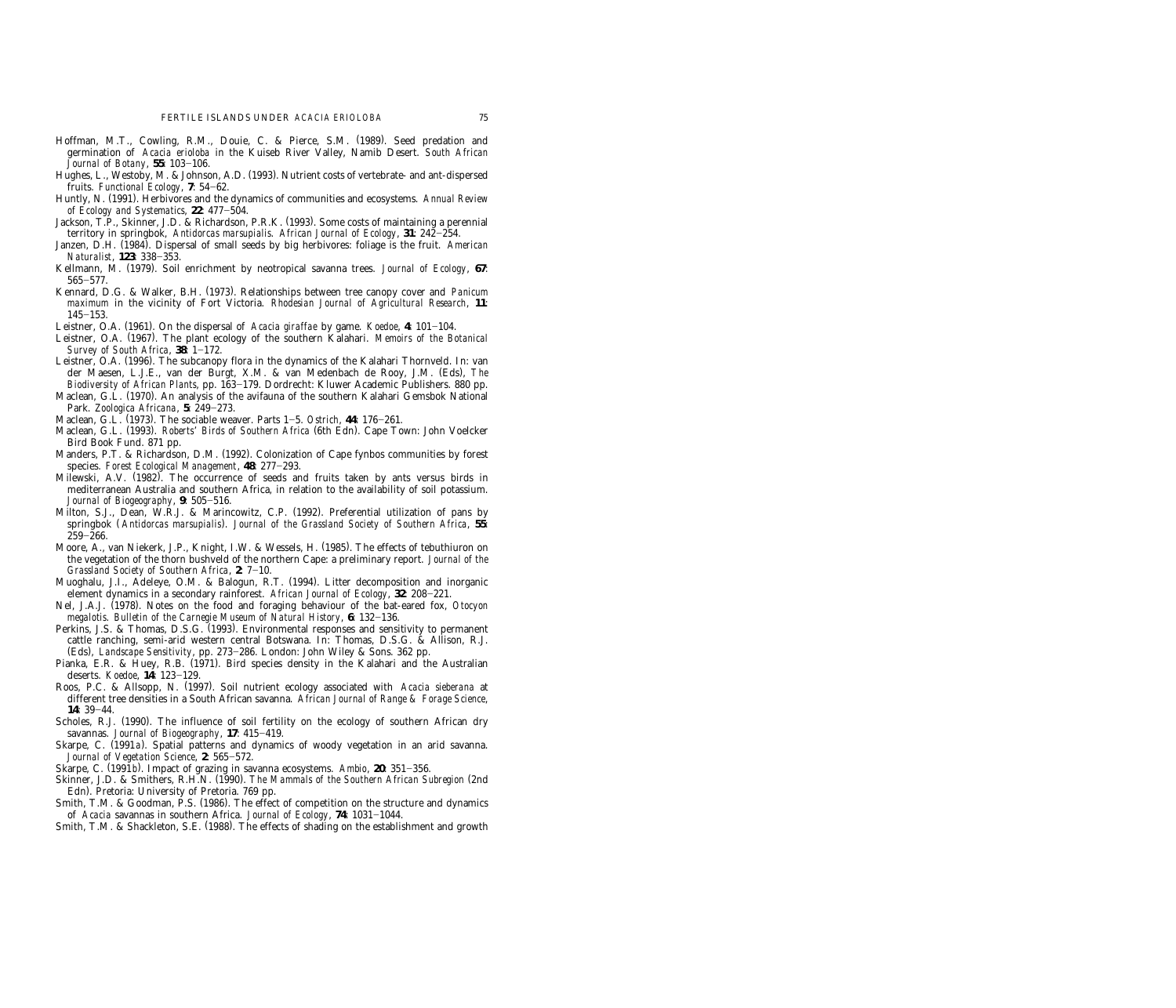Hoffman, M.T., Cowling, R.M., Douie, C. & Pierce, S.M. (1989). Seed predation and germination of *Acacia erioloba* in the Kuiseb River Valley, Namib Desert. *South African Journal of Botany*, **55**: 103–106.

Hughes, L., Westoby, M. & Johnson, A.D. (1993). Nutrient costs of vertebrate- and ant-dispersed fruits. *Functional Ecology*, **7**: 54–62.

Huntly, N. (1991). Herbivores and the dynamics of communities and ecosystems. *Annual Review of Ecology and Systematics*, **22**: 477–504.

Jackson, T.P., Skinner, J.D. & Richardson, P.R.K. (1993). Some costs of maintaining a perennial territory in springbok, *Antidorcas marsupialis*. *African Journal of Ecology*, **31**: 242–254.

Janzen, D.H. (1984). Dispersal of small seeds by big herbivores: foliage is the fruit. *American Naturalist*, **123**: 338–353.

Kellmann, M. (1979). Soil enrichment by neotropical savanna trees. *Journal of Ecology*, **67**: 565–577.

Kennard, D.G. & Walker, B.H. (1973). Relationships between tree canopy cover and *Panicum maximum* in the vicinity of Fort Victoria. *Rhodesian Journal of Agricultural Research*, **11**: 145–153.

Leistner, O.A. (1961). On the dispersal of *Acacia giraffae* by game. *Koedoe*, **4**: 101–104.

Leistner, O.A. (1967). The plant ecology of the southern Kalahari. *Memoirs of the Botanical Survey of South Africa*, **38**: 1–172.

Leistner, O.A. (1996). The subcanopy flora in the dynamics of the Kalahari Thornveld. In: van der Maesen, L.J.E., van der Burgt, X.M. & van Medenbach de Rooy, J.M. (Eds), *The Biodiversity of African Plants*, pp. 163–179. Dordrecht: Kluwer Academic Publishers. 880 pp.

Maclean, G.L. (1970). An analysis of the avifauna of the southern Kalahari Gemsbok National Park. *Zoologica Africana*, **5**: 249–273.

Maclean, G.L. (1973). The sociable weaver. Parts 1–5. *Ostrich*, **44**: 176–261.

Maclean, G.L. (1993). *Roberts' Birds of Southern Africa* (6th Edn). Cape Town: John Voelcker Bird Book Fund. 871 pp.

Manders, P.T. & Richardson, D.M. (1992). Colonization of Cape fynbos communities by forest species. *Forest Ecological Management*, **48**: 277–293.

Milewski, A.V. (1982). The occurrence of seeds and fruits taken by ants versus birds in mediterranean Australia and southern Africa, in relation to the availability of soil potassium. *Journal of Biogeography*, **9**: 505–516.

Milton, S.J., Dean, W.R.J. & Marincowitz, C.P. (1992). Preferential utilization of pans by springbok (*Antidorcas marsupialis*). *Journal of the Grassland Society of Southern Africa*, **55**: 259–266.

Moore, A., van Niekerk, J.P., Knight, I.W. & Wessels, H. (1985). The effects of tebuthiuron on the vegetation of the thorn bushveld of the northern Cape: a preliminary report. *Journal of the Grassland Society of Southern Africa*, **2**: 7–10.

Muoghalu, J.I., Adeleye, O.M. & Balogun, R.T. (1994). Litter decomposition and inorganic element dynamics in a secondary rainforest. *African Journal of Ecology*, **32**: 208–221.

Nel, J.A.J. (1978). Notes on the food and foraging behaviour of the bat-eared fox, *Otocyon megalotis*. *Bulletin of the Carnegie Museum of Natural History*, **6**: 132–136.

Perkins, J.S. & Thomas, D.S.G. (1993). Environmental responses and sensitivity to permanent cattle ranching, semi-arid western central Botswana. In: Thomas, D.S.G. & Allison, R.J. (Eds), *Landscape Sensitivity*, pp. 273–286. London: John Wiley & Sons. 362 pp.

Pianka, E.R. & Huey, R.B. (1971). Bird species density in the Kalahari and the Australian deserts. *Koedoe*, **14**: 123–129.

Roos, P.C. & Allsopp, N. (1997). Soil nutrient ecology associated with *Acacia sieberana* at different tree densities in a South African savanna. *African Journal of Range & Forage Science*, **14**: 39–44.

Scholes, R.J. (1990). The influence of soil fertility on the ecology of southern African dry savannas. *Journal of Biogeography*, **17**: 415–419.

Skarpe, C. (1991*a*). Spatial patterns and dynamics of woody vegetation in an arid savanna. *Journal of Vegetation Science*, **2**: 565–572.

Skarpe, C. (1991*b*). Impact of grazing in savanna ecosystems. *Ambio*, **20**: 351–356.

Skinner, J.D. & Smithers, R.H.N. (1990). *The Mammals of the Southern African Subregion* (2nd Edn). Pretoria: University of Pretoria. 769 pp.

Smith, T.M. & Goodman, P.S. (1986). The effect of competition on the structure and dynamics of *Acacia* savannas in southern Africa. *Journal of Ecology*, **74**: 1031–1044.

Smith, T.M. & Shackleton, S.E. (1988). The effects of shading on the establishment and growth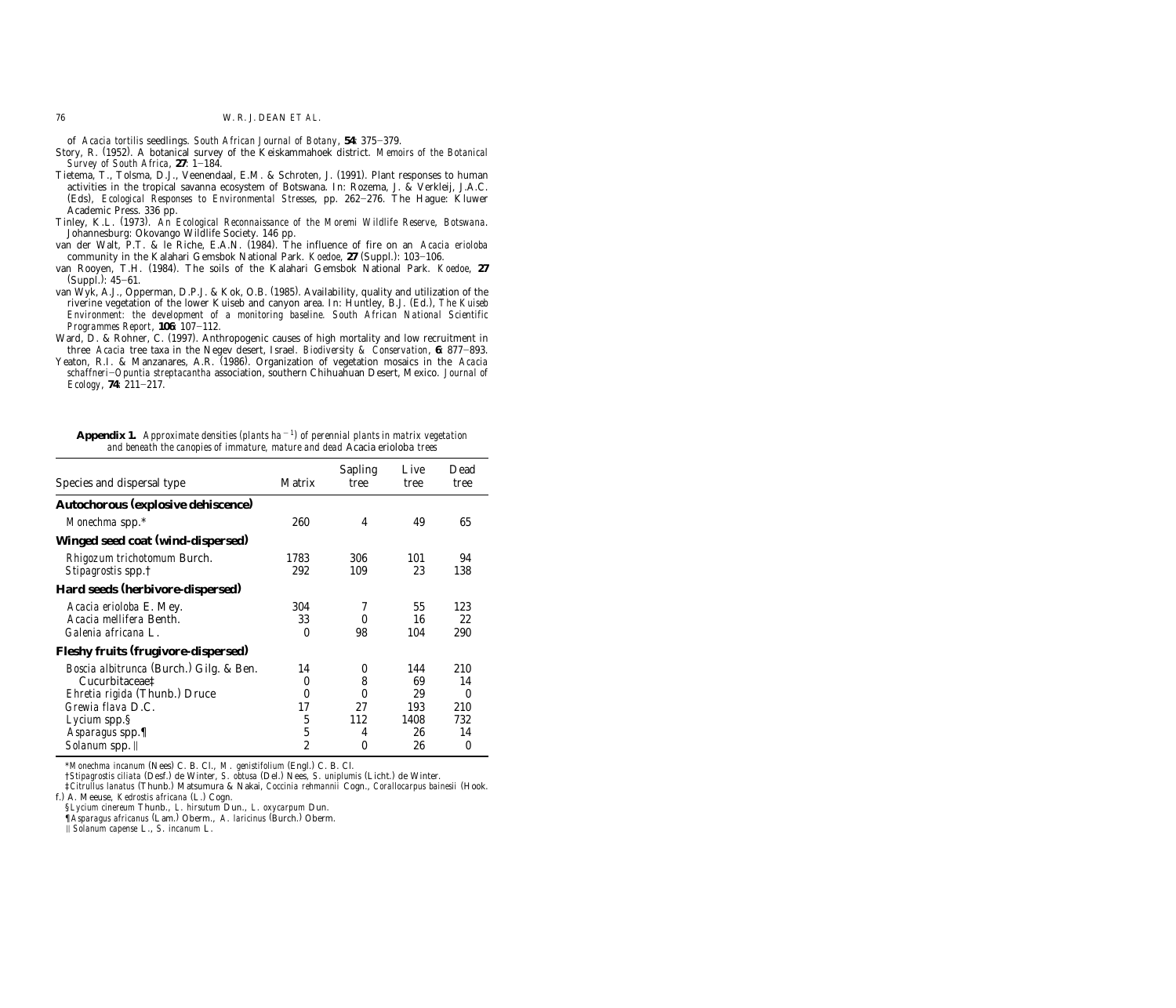of *Acacia tortilis* seedlings. *South African Journal of Botany*, **54**: 375–379.

Story, R. (1952). A botanical survey of the Keiskammahoek district. *Memoirs of the Botanical Survey of South Africa*, **27**: 1–184.

Tietema, T., Tolsma, D.J., Veenendaal, E.M. & Schroten, J. (1991). Plant responses to human activities in the tropical savanna ecosystem of Botswana. In: Rozema, J. & Verkleij, J.A.C. (Eds), *Ecological Responses to Environmental Stresses*, pp. 262–276. The Hague: Kluwer Academic Press. 336 pp.

Tinley, K.L. (1973). *An Ecological Reconnaissance of the Moremi Wildlife Reserve, Botswana*. Johannesburg: Okovango Wildlife Society. 146 pp.

van der Walt, P.T. & le Riche, E.A.N. (1984). The influence of fire on an *Acacia erioloba* community in the Kalahari Gemsbok National Park. *Koedoe*, **27** (Suppl.): 103–106.

van Rooyen, T.H. (1984). The soils of the Kalahari Gemsbok National Park. *Koedoe*, **27** (Suppl.): 45–61.

van Wyk, A.J., Opperman, D.P.J. & Kok, O.B. (1985). Availability, quality and utilization of the riverine vegetation of the lower Kuiseb and canyon area. In: Huntley, B.J. (Ed.), *The Kuiseb Environment: the development of a monitoring baseline. South African National Scientific Programmes Report*, **106**: 107–112.

Ward, D. & Rohner, C. (1997). Anthropogenic causes of high mortality and low recruitment in three *Acacia* tree taxa in the Negev desert, Israel. *Biodiversity & Conservation*, **6**: 877–893.

Yeaton, R.I. & Manzanares, A.R. (1986). Organization of vegetation mosaics in the *Acacia schaffneri–Opuntia streptacantha* association, southern Chihuahuan Desert, Mexico. *Journal of Ecology*, **74**: 211–217.

**Appendix 1.** *Approximate densities (plants ha$^{-1}$) of perennial plants in matrix vegetation and beneath the canopies of immature, mature and dead* Acacia erioloba *trees*

| Species and dispersal type | Matrix | Sapling tree | Live tree | Dead tree |
|---|---|---|---|---|
| **Autochorous (explosive dehiscence)** | | | | |
| *Monechma* spp.* | 260 | 4 | 49 | 65 |
| **Winged seed coat (wind-dispersed)** | | | | |
| *Rhigozum trichotomum* Burch. | 1783 | 306 | 101 | 94 |
| *Stipagrostis* spp.† | 292 | 109 | 23 | 138 |
| **Hard seeds (herbivore-dispersed)** | | | | |
| *Acacia erioloba* E. Mey. | 304 | 7 | 55 | 123 |
| *Acacia mellifera* Benth. | 33 | 0 | 16 | 22 |
| *Galenia africana* L. | 0 | 98 | 104 | 290 |
| **Fleshy fruits (frugivore-dispersed)** | | | | |
| *Boscia albitrunca* (Burch.) Gilg. & Ben. | 14 | 0 | 144 | 210 |
| Cucurbitaceae‡ | 0 | 8 | 69 | 14 |
| *Ehretia rigida* (Thunb.) Druce | 0 | 0 | 29 | 0 |
| *Grewia flava* D.C. | 17 | 27 | 193 | 210 |
| *Lycium* spp.§ | 5 | 112 | 1408 | 732 |
| *Asparagus* spp.¶ | 5 | 4 | 26 | 14 |
| *Solanum* spp.‖ | 2 | 0 | 26 | 0 |

\**Monechma incanum* (Nees) C. B. Cl., *M. genistifolium* (Engl.) C. B. Cl.

†*Stipagrostis ciliata* (Desf.) de Winter, *S. obtusa* (Del.) Nees, *S. uniplumis* (Licht.) de Winter.

‡*Citrullus lanatus* (Thunb.) Matsumura & Nakai, *Coccinia rehmannii* Cogn., *Corallocarpus bainesii* (Hook. f.) A. Meeuse, *Kedrostis africana* (L.) Cogn.

§*Lycium cinereum* Thunb., *L. hirsutum* Dun., *L. oxycarpum* Dun.

¶*Asparagus africanus* (Lam.) Oberm., *A. laricinus* (Burch.) Oberm.

‖*Solanum capense* L., *S. incanum* L.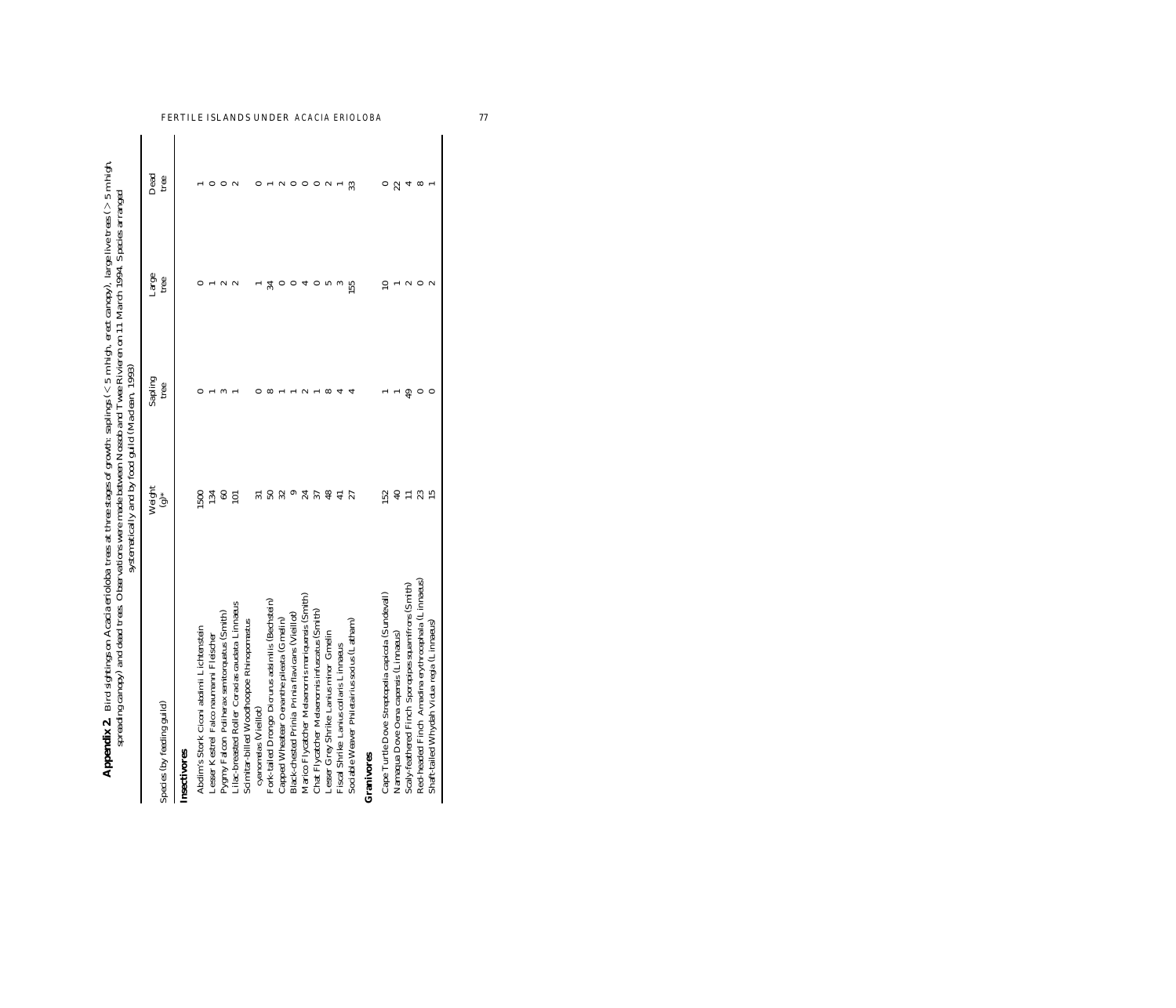**Appendix 2.** Bird sightings on *Acacia erioloba* trees at three stages of growth: saplings (< 5 m high, erect canopy), large live trees (> 5 m high, spreading canopy) and dead trees. Observations were made between Nossob and Twee Rivieren on 11 March 1994. Species arranged systematically and by food guild (Maclean, 1993)

| Species (by feeding guild) | Weight (g)* | Sapling tree | Large tree | Dead tree |
|---|---|---|---|---|
| **Insectivores** | | | | |
| Abdim's Stork *Ciconi abdimii* Lichtenstein | 1500 | 0 | 0 | 1 |
| Lesser Kestrel *Falco naumanni* Fleischer | 134 | 1 | 1 | 0 |
| Pygmy Falcon *Polihierax semitorquatus* (Smith) | 60 | 3 | 2 | 0 |
| Lilac-breasted Roller *Coracias caudata* Linnaeus | 101 | 1 | 2 | 2 |
| Scimitar-billed Woodhoopoe *Rhinopomastus cyanomelas* (Vieillot) | 31 | 0 | 1 | 0 |
| Fork-tailed Drongo *Dicrurus adsimilis* (Bechstein) | 50 | 8 | 34 | 1 |
| Capped Wheatear *Oenanthe pileata* (Gmelin) | 32 | 1 | 0 | 2 |
| Black-chested Prinia *Prinia flavicans* (Vieillot) | 9 | 1 | 0 | 0 |
| Marico Flycatcher *Melaenornis mariquensis* (Smith) | 24 | 2 | 4 | 0 |
| Chat Flycatcher *Melaenornis infuscatus* (Smith) | 37 | 1 | 0 | 0 |
| Lesser Grey Shrike *Lanius minor* Gmelin | 48 | 8 | 5 | 2 |
| Fiscal Shrike *Lanius collaris* Linnaeus | 41 | 4 | 3 | 1 |
| Sociable Weaver *Philetairus socius* (Latham) | 27 | 4 | 155 | 33 |
| **Granivores** | | | | |
| Cape Turtle Dove *Streptopelia capicola* (Sundevall) | 152 | 1 | 10 | 0 |
| Namaqua Dove *Oena capensis* (Linnaeus) | 40 | 1 | 1 | 22 |
| Scaly-feathered Finch *Sporopipes squamifrons* (Smith) | 11 | 49 | 2 | 4 |
| Red-headed Finch *Amadina erythrocephala* (Linnaeus) | 23 | 0 | 0 | 8 |
| Shaft-tailed Whydah *Vidua regia* (Linnaeus) | 15 | 0 | 2 | 1 |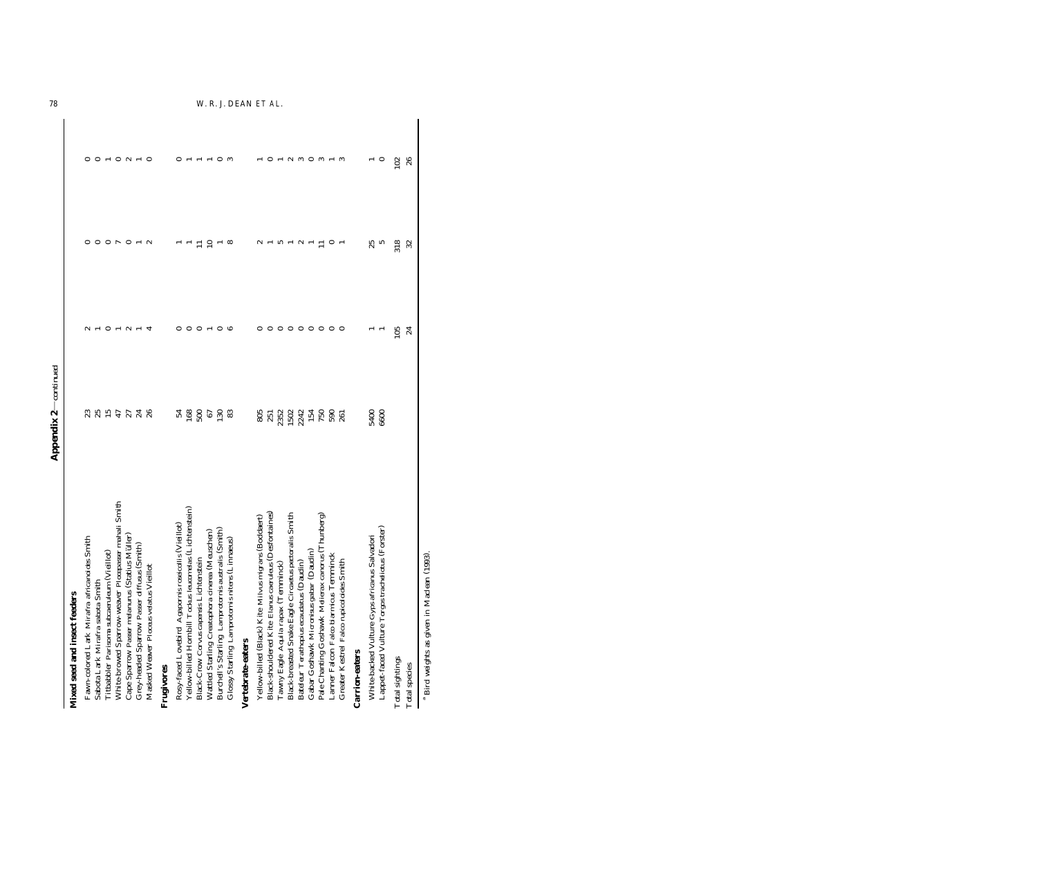**Appendix 2**—*continued*

| | | | | |
|---|---|---|---|---|
| **Mixed seed and insect feeders** | | | | |
| Fawn-colored Lark *Mirafra africanoides* Smith | 23 | 2 | 0 | 0 |
| Sabota Lark *Mirafra sabota* Smith | 25 | 1 | 0 | 0 |
| Titbabbler *Parisoma subcaeruleum* (Vieillot) | 15 | 0 | 0 | 1 |
| White-browed Sparrow-weaver *Plocepasser mahali* Smith | 47 | 1 | 7 | 0 |
| Cape Sparrow *Passer melanurus* (Statius Müller) | 27 | 2 | 0 | 2 |
| Grey-headed Sparrow *Passer diffusus* (Smith) | 24 | 1 | 1 | 1 |
| Masked Weaver *Ploceus velatus* Vieillot | 26 | 4 | 2 | 0 |
| **Frugivores** | | | | |
| Rosy-faced Lovebird *Agapornis roseicollis* (Vieillot) | 54 | 0 | 1 | 0 |
| Yellow-billed Hornbill *Tockus leucomelas* (Lichtenstein) | 168 | 0 | 1 | 1 |
| Black-Crow *Corvus capensis* Lichtenstein | 500 | 0 | 11 | 1 |
| Wattled Starling *Creatophora cinerea* (Meuschen) | 67 | 1 | 10 | 1 |
| Burchell's Starling *Lamprotornis australis* (Smith) | 130 | 0 | 1 | 0 |
| Glossy Starling *Lamprotornis nitens* (Linnaeus) | 83 | 6 | 8 | 3 |
| **Vertebrate-eaters** | | | | |
| Yellow-billed (Black) Kite *Milvus migrans* (Boddaert) | 805 | 0 | 2 | 1 |
| Black-shouldered Kite *Elanus caeruleus* (Desfontaines) | 251 | 0 | 1 | 0 |
| Tawny Eagle *Aquila rapax* (Temminck) | 2352 | 0 | 5 | 1 |
| Black-breasted Snake Eagle *Circaetus pectoralis* Smith | 1502 | 0 | 1 | 2 |
| Bateleur *Terathopius ecaudatus* (Daudin) | 2242 | 0 | 2 | 3 |
| Gabar Goshawk *Micronisus gabar* (Daudin) | 154 | 0 | 1 | 0 |
| Pale Chanting Goshawk *Melierax canorus* (Thunberg) | 750 | 0 | 11 | 3 |
| Lanner Falcon *Falco biarmicus* Temminck | 590 | 0 | 0 | 1 |
| Greater Kestrel *Falco rupicoloides* Smith | 261 | 0 | 1 | 3 |
| **Carrion-eaters** | | | | |
| White-backed Vulture *Gyps africanus* Salvadori | 5400 | 1 | 25 | 1 |
| Lappet-faced Vulture *Torgos tracheliotus* (Forster) | 6600 | 1 | 5 | 0 |
| Total sightings | | 105 | 318 | 102 |
| Total species | | 24 | 32 | 26 |

[a] Bird weights as given in Maclean (1993).